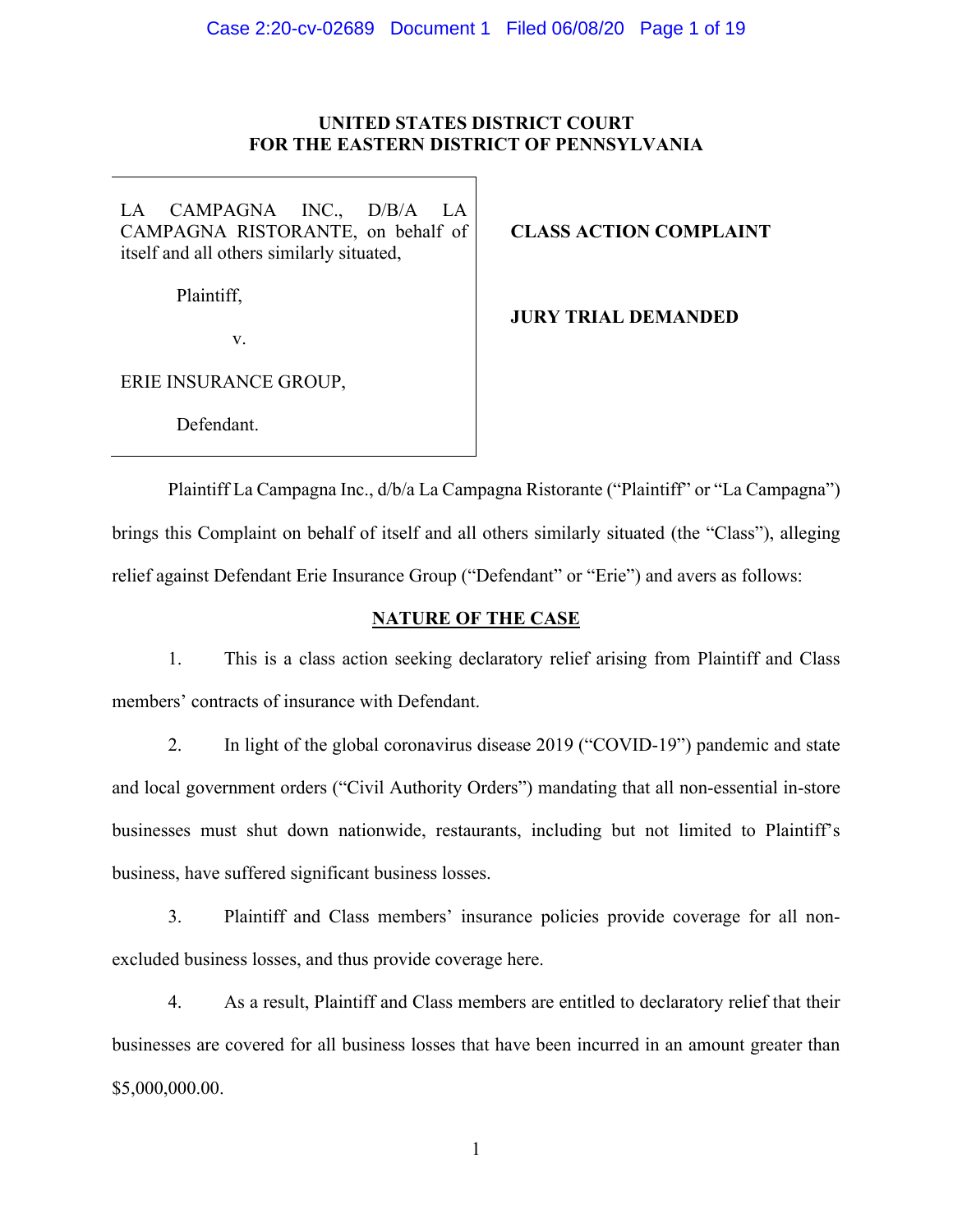**UNITED STATES DISTRICT COURT**
**FOR THE EASTERN DISTRICT OF PENNSYLVANIA**

| | |
|---|---|
| LA CAMPAGNA INC., D/B/A LA CAMPAGNA RISTORANTE, on behalf of itself and all others similarly situated,<br><br>Plaintiff,<br><br>v.<br><br>ERIE INSURANCE GROUP,<br><br>Defendant. | **CLASS ACTION COMPLAINT**<br><br>**JURY TRIAL DEMANDED** |

Plaintiff La Campagna Inc., d/b/a La Campagna Ristorante ("Plaintiff" or "La Campagna") brings this Complaint on behalf of itself and all others similarly situated (the "Class"), alleging relief against Defendant Erie Insurance Group ("Defendant" or "Erie") and avers as follows:

## NATURE OF THE CASE

1. This is a class action seeking declaratory relief arising from Plaintiff and Class members' contracts of insurance with Defendant.

2. In light of the global coronavirus disease 2019 ("COVID-19") pandemic and state and local government orders ("Civil Authority Orders") mandating that all non-essential in-store businesses must shut down nationwide, restaurants, including but not limited to Plaintiff's business, have suffered significant business losses.

3. Plaintiff and Class members' insurance policies provide coverage for all non-excluded business losses, and thus provide coverage here.

4. As a result, Plaintiff and Class members are entitled to declaratory relief that their businesses are covered for all business losses that have been incurred in an amount greater than $5,000,000.00.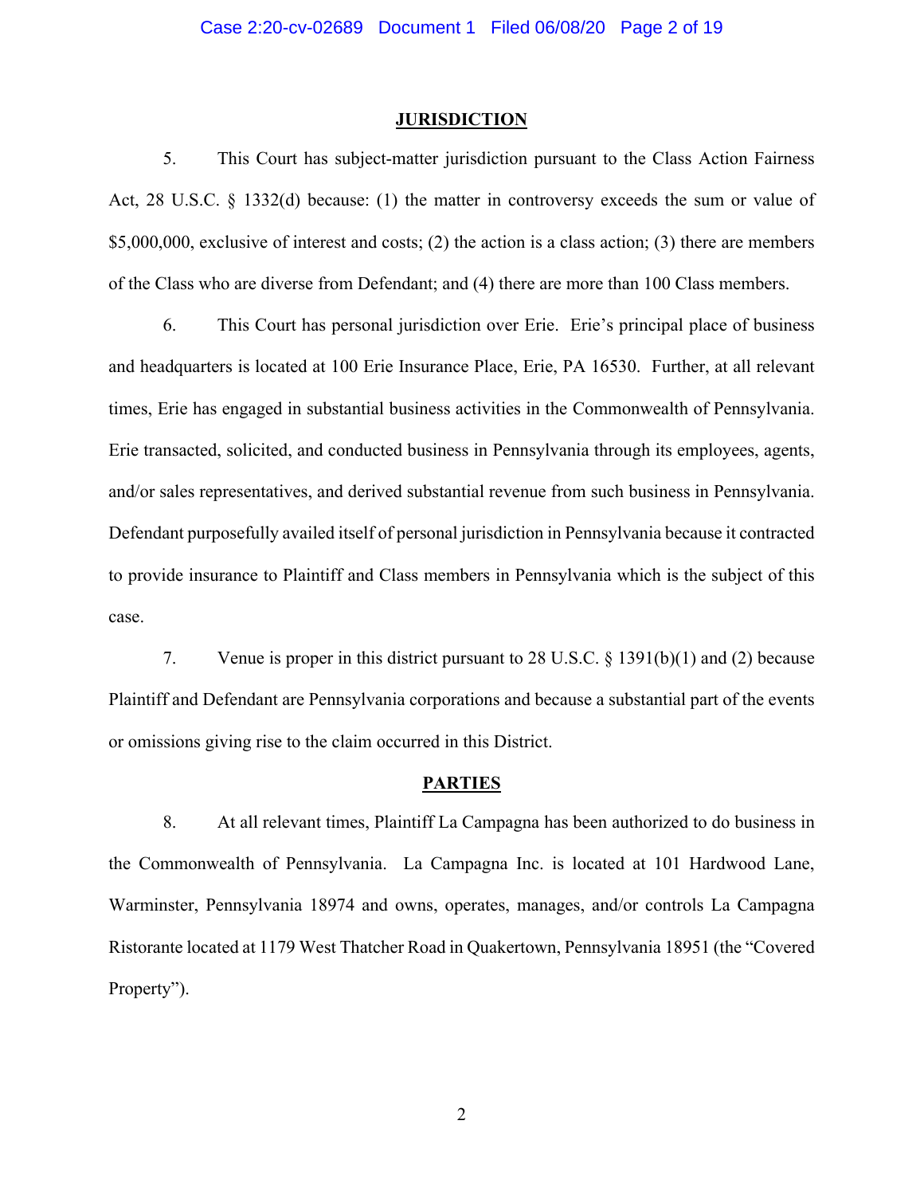## JURISDICTION

5. This Court has subject-matter jurisdiction pursuant to the Class Action Fairness Act, 28 U.S.C. § 1332(d) because: (1) the matter in controversy exceeds the sum or value of $5,000,000, exclusive of interest and costs; (2) the action is a class action; (3) there are members of the Class who are diverse from Defendant; and (4) there are more than 100 Class members.

6. This Court has personal jurisdiction over Erie. Erie's principal place of business and headquarters is located at 100 Erie Insurance Place, Erie, PA 16530. Further, at all relevant times, Erie has engaged in substantial business activities in the Commonwealth of Pennsylvania. Erie transacted, solicited, and conducted business in Pennsylvania through its employees, agents, and/or sales representatives, and derived substantial revenue from such business in Pennsylvania. Defendant purposefully availed itself of personal jurisdiction in Pennsylvania because it contracted to provide insurance to Plaintiff and Class members in Pennsylvania which is the subject of this case.

7. Venue is proper in this district pursuant to 28 U.S.C. § 1391(b)(1) and (2) because Plaintiff and Defendant are Pennsylvania corporations and because a substantial part of the events or omissions giving rise to the claim occurred in this District.

## PARTIES

8. At all relevant times, Plaintiff La Campagna has been authorized to do business in the Commonwealth of Pennsylvania. La Campagna Inc. is located at 101 Hardwood Lane, Warminster, Pennsylvania 18974 and owns, operates, manages, and/or controls La Campagna Ristorante located at 1179 West Thatcher Road in Quakertown, Pennsylvania 18951 (the "Covered Property").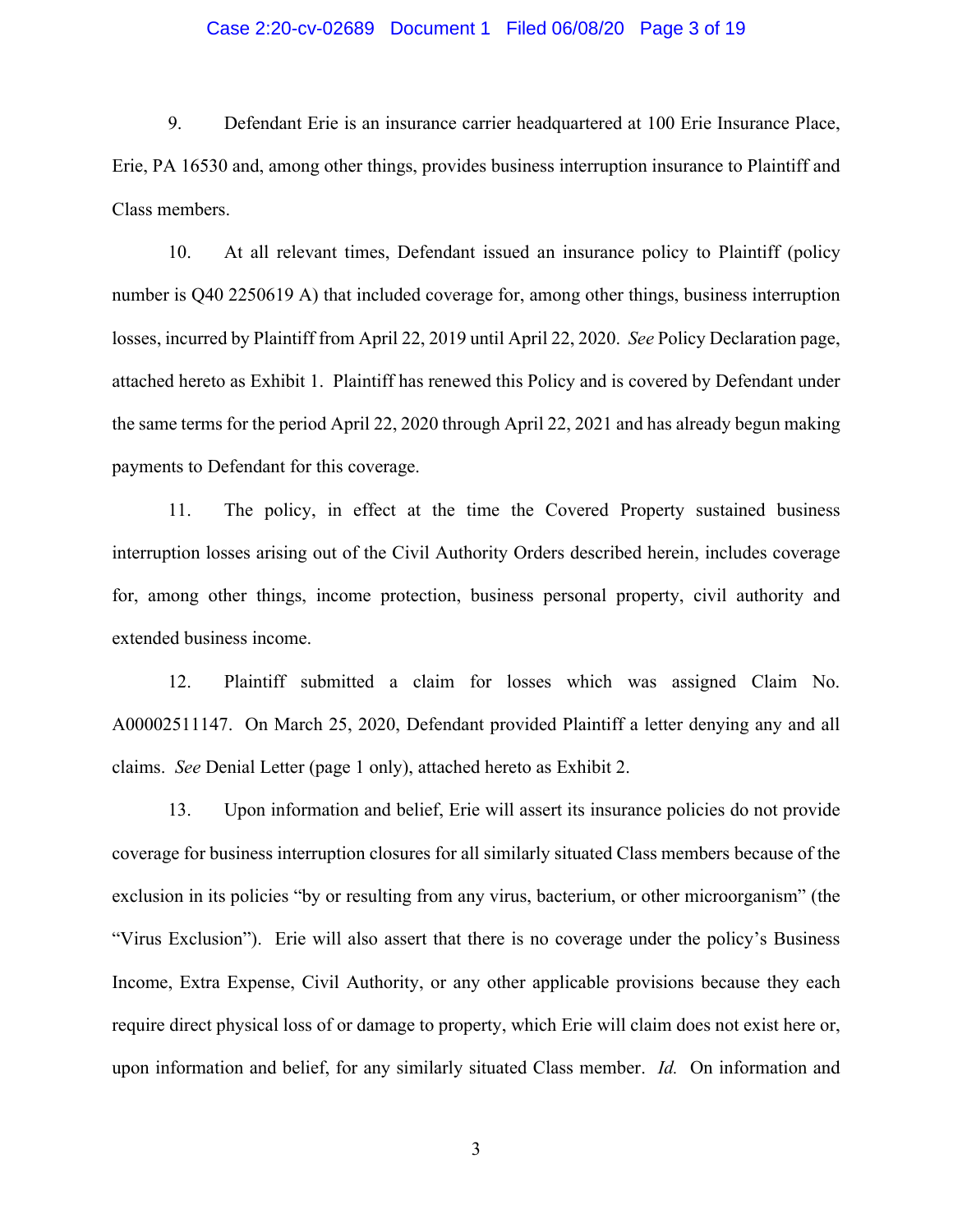9. Defendant Erie is an insurance carrier headquartered at 100 Erie Insurance Place, Erie, PA 16530 and, among other things, provides business interruption insurance to Plaintiff and Class members.

10. At all relevant times, Defendant issued an insurance policy to Plaintiff (policy number is Q40 2250619 A) that included coverage for, among other things, business interruption losses, incurred by Plaintiff from April 22, 2019 until April 22, 2020. *See* Policy Declaration page, attached hereto as Exhibit 1. Plaintiff has renewed this Policy and is covered by Defendant under the same terms for the period April 22, 2020 through April 22, 2021 and has already begun making payments to Defendant for this coverage.

11. The policy, in effect at the time the Covered Property sustained business interruption losses arising out of the Civil Authority Orders described herein, includes coverage for, among other things, income protection, business personal property, civil authority and extended business income.

12. Plaintiff submitted a claim for losses which was assigned Claim No. A00002511147. On March 25, 2020, Defendant provided Plaintiff a letter denying any and all claims. *See* Denial Letter (page 1 only), attached hereto as Exhibit 2.

13. Upon information and belief, Erie will assert its insurance policies do not provide coverage for business interruption closures for all similarly situated Class members because of the exclusion in its policies "by or resulting from any virus, bacterium, or other microorganism" (the "Virus Exclusion"). Erie will also assert that there is no coverage under the policy's Business Income, Extra Expense, Civil Authority, or any other applicable provisions because they each require direct physical loss of or damage to property, which Erie will claim does not exist here or, upon information and belief, for any similarly situated Class member. *Id.* On information and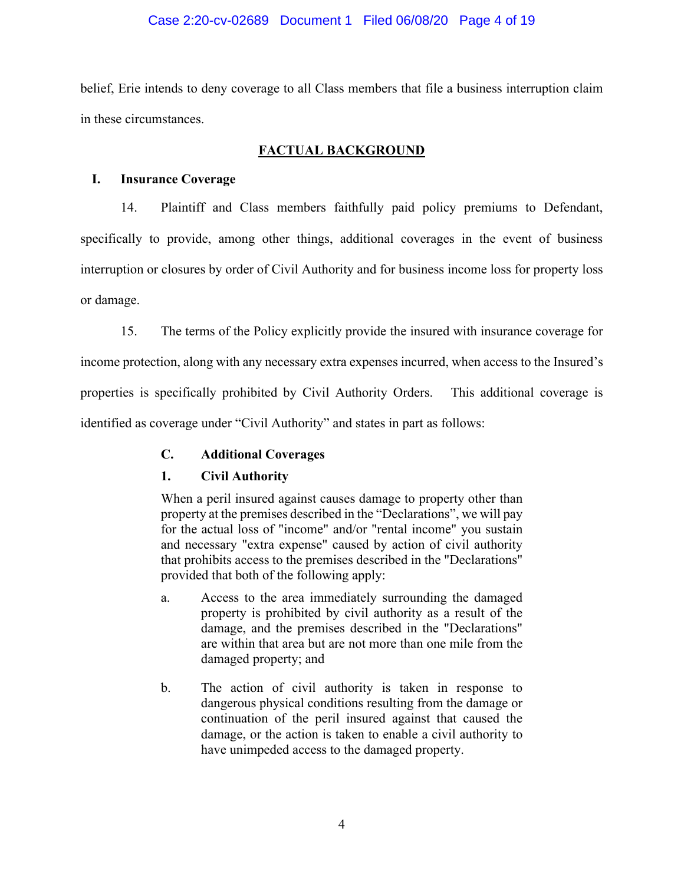belief, Erie intends to deny coverage to all Class members that file a business interruption claim in these circumstances.

## FACTUAL BACKGROUND

### I. Insurance Coverage

14. Plaintiff and Class members faithfully paid policy premiums to Defendant, specifically to provide, among other things, additional coverages in the event of business interruption or closures by order of Civil Authority and for business income loss for property loss or damage.

15. The terms of the Policy explicitly provide the insured with insurance coverage for income protection, along with any necessary extra expenses incurred, when access to the Insured's properties is specifically prohibited by Civil Authority Orders. This additional coverage is identified as coverage under "Civil Authority" and states in part as follows:

> **C. Additional Coverages**
>
> **1. Civil Authority**
>
> When a peril insured against causes damage to property other than property at the premises described in the "Declarations", we will pay for the actual loss of "income" and/or "rental income" you sustain and necessary "extra expense" caused by action of civil authority that prohibits access to the premises described in the "Declarations" provided that both of the following apply:
>
> a. Access to the area immediately surrounding the damaged property is prohibited by civil authority as a result of the damage, and the premises described in the "Declarations" are within that area but are not more than one mile from the damaged property; and
>
> b. The action of civil authority is taken in response to dangerous physical conditions resulting from the damage or continuation of the peril insured against that caused the damage, or the action is taken to enable a civil authority to have unimpeded access to the damaged property.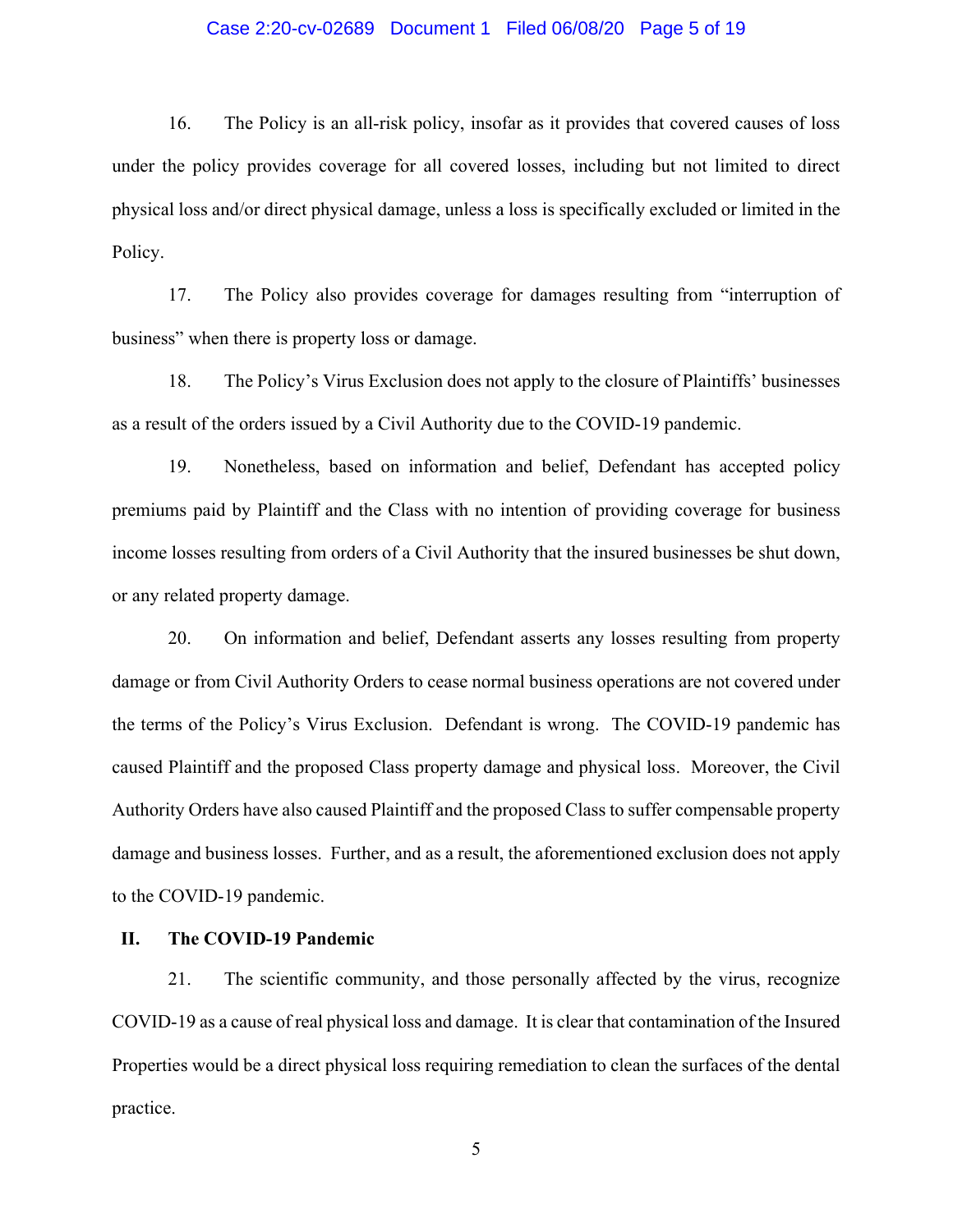16. The Policy is an all-risk policy, insofar as it provides that covered causes of loss under the policy provides coverage for all covered losses, including but not limited to direct physical loss and/or direct physical damage, unless a loss is specifically excluded or limited in the Policy.

17. The Policy also provides coverage for damages resulting from "interruption of business" when there is property loss or damage.

18. The Policy's Virus Exclusion does not apply to the closure of Plaintiffs' businesses as a result of the orders issued by a Civil Authority due to the COVID-19 pandemic.

19. Nonetheless, based on information and belief, Defendant has accepted policy premiums paid by Plaintiff and the Class with no intention of providing coverage for business income losses resulting from orders of a Civil Authority that the insured businesses be shut down, or any related property damage.

20. On information and belief, Defendant asserts any losses resulting from property damage or from Civil Authority Orders to cease normal business operations are not covered under the terms of the Policy's Virus Exclusion. Defendant is wrong. The COVID-19 pandemic has caused Plaintiff and the proposed Class property damage and physical loss. Moreover, the Civil Authority Orders have also caused Plaintiff and the proposed Class to suffer compensable property damage and business losses. Further, and as a result, the aforementioned exclusion does not apply to the COVID-19 pandemic.

## II. The COVID-19 Pandemic

21. The scientific community, and those personally affected by the virus, recognize COVID-19 as a cause of real physical loss and damage. It is clear that contamination of the Insured Properties would be a direct physical loss requiring remediation to clean the surfaces of the dental practice.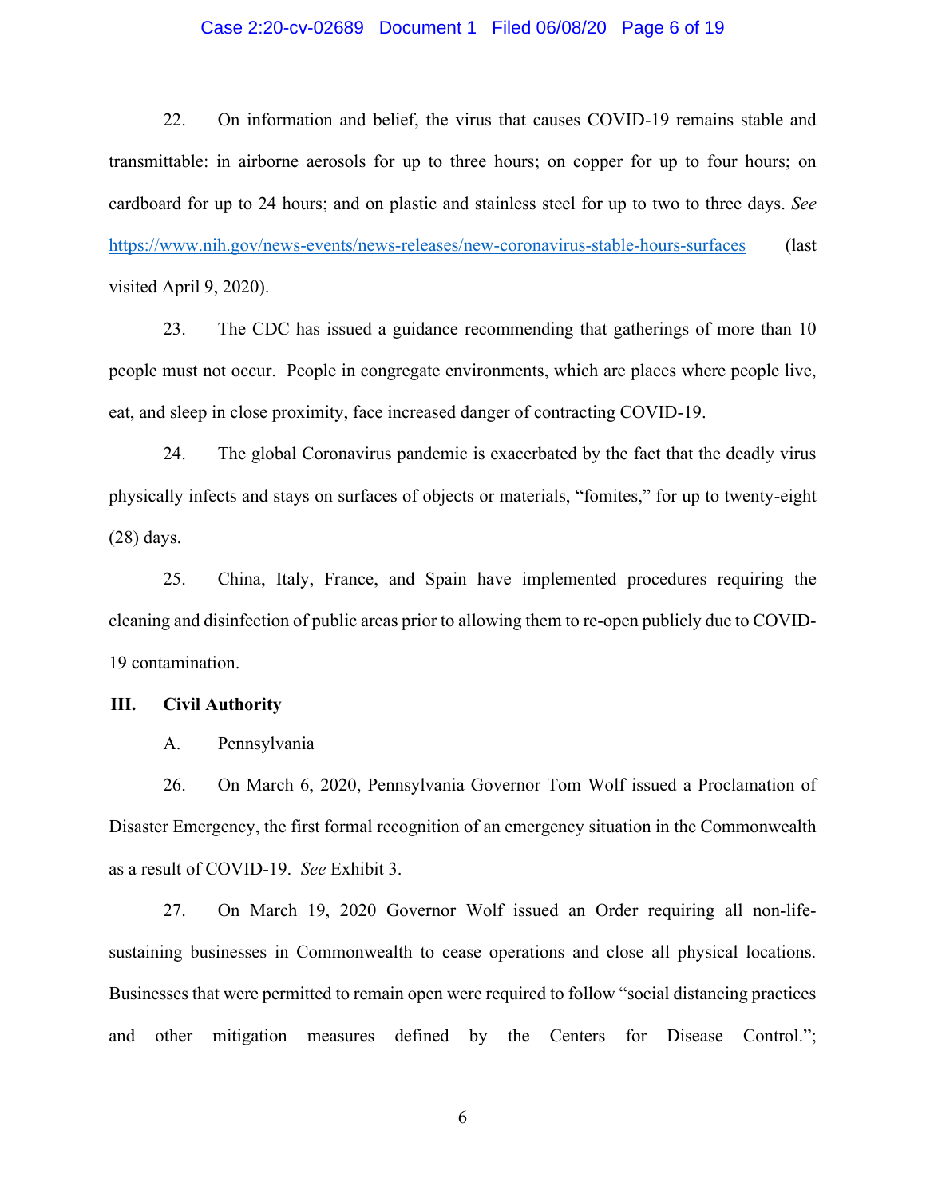22. On information and belief, the virus that causes COVID-19 remains stable and transmittable: in airborne aerosols for up to three hours; on copper for up to four hours; on cardboard for up to 24 hours; and on plastic and stainless steel for up to two to three days. *See* https://www.nih.gov/news-events/news-releases/new-coronavirus-stable-hours-surfaces (last visited April 9, 2020).

23. The CDC has issued a guidance recommending that gatherings of more than 10 people must not occur. People in congregate environments, which are places where people live, eat, and sleep in close proximity, face increased danger of contracting COVID-19.

24. The global Coronavirus pandemic is exacerbated by the fact that the deadly virus physically infects and stays on surfaces of objects or materials, "fomites," for up to twenty-eight (28) days.

25. China, Italy, France, and Spain have implemented procedures requiring the cleaning and disinfection of public areas prior to allowing them to re-open publicly due to COVID-19 contamination.

## III. Civil Authority

### A. Pennsylvania

26. On March 6, 2020, Pennsylvania Governor Tom Wolf issued a Proclamation of Disaster Emergency, the first formal recognition of an emergency situation in the Commonwealth as a result of COVID-19. *See* Exhibit 3.

27. On March 19, 2020 Governor Wolf issued an Order requiring all non-life-sustaining businesses in Commonwealth to cease operations and close all physical locations. Businesses that were permitted to remain open were required to follow "social distancing practices and other mitigation measures defined by the Centers for Disease Control.";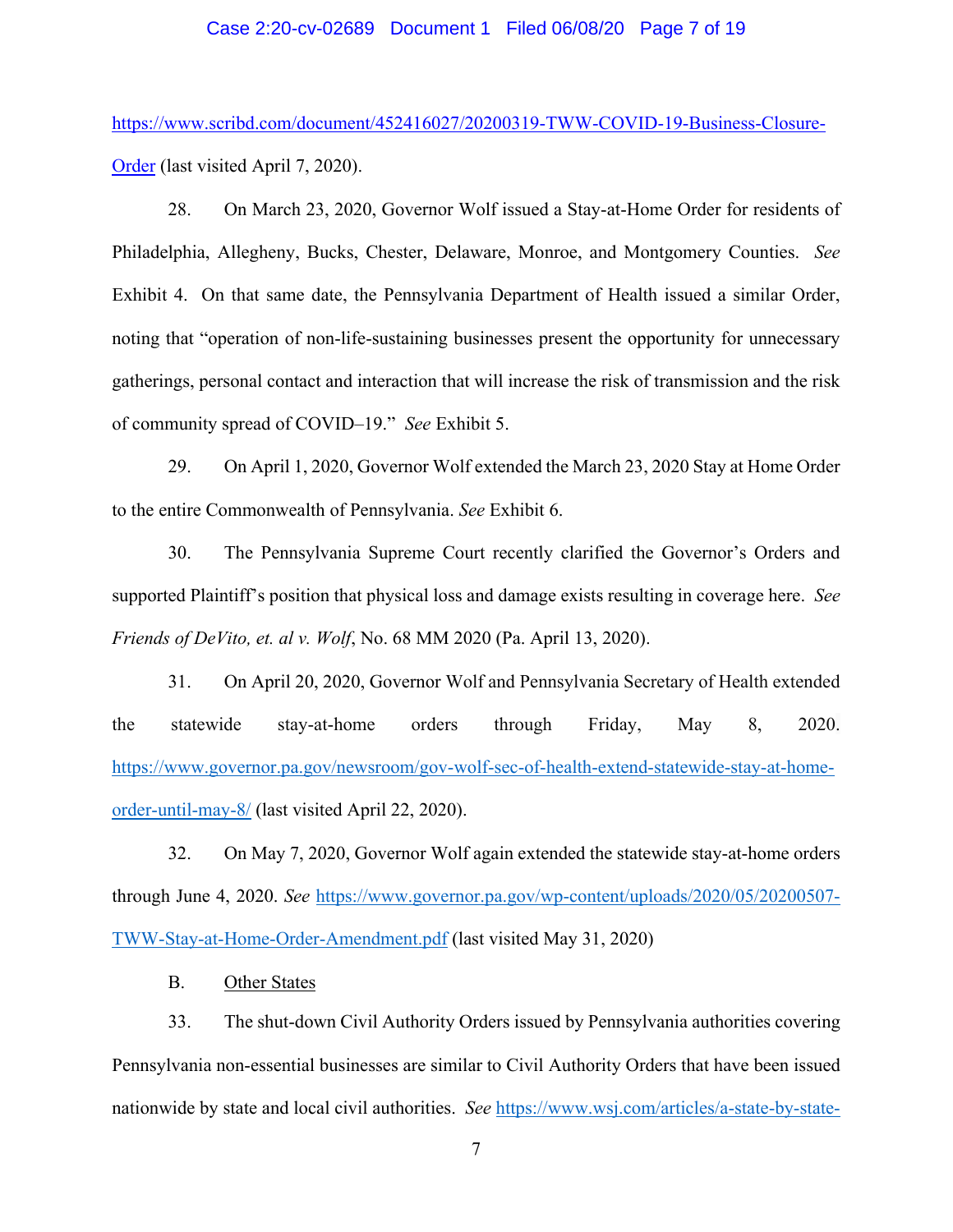https://www.scribd.com/document/452416027/20200319-TWW-COVID-19-Business-Closure-Order (last visited April 7, 2020).

28. On March 23, 2020, Governor Wolf issued a Stay-at-Home Order for residents of Philadelphia, Allegheny, Bucks, Chester, Delaware, Monroe, and Montgomery Counties. *See* Exhibit 4. On that same date, the Pennsylvania Department of Health issued a similar Order, noting that "operation of non-life-sustaining businesses present the opportunity for unnecessary gatherings, personal contact and interaction that will increase the risk of transmission and the risk of community spread of COVID–19." *See* Exhibit 5.

29. On April 1, 2020, Governor Wolf extended the March 23, 2020 Stay at Home Order to the entire Commonwealth of Pennsylvania. *See* Exhibit 6.

30. The Pennsylvania Supreme Court recently clarified the Governor's Orders and supported Plaintiff's position that physical loss and damage exists resulting in coverage here. *See* *Friends of DeVito, et. al v. Wolf*, No. 68 MM 2020 (Pa. April 13, 2020).

31. On April 20, 2020, Governor Wolf and Pennsylvania Secretary of Health extended the statewide stay-at-home orders through Friday, May 8, 2020. https://www.governor.pa.gov/newsroom/gov-wolf-sec-of-health-extend-statewide-stay-at-home-order-until-may-8/ (last visited April 22, 2020).

32. On May 7, 2020, Governor Wolf again extended the statewide stay-at-home orders through June 4, 2020. *See* https://www.governor.pa.gov/wp-content/uploads/2020/05/20200507-TWW-Stay-at-Home-Order-Amendment.pdf (last visited May 31, 2020)

B. Other States

33. The shut-down Civil Authority Orders issued by Pennsylvania authorities covering Pennsylvania non-essential businesses are similar to Civil Authority Orders that have been issued nationwide by state and local civil authorities. *See* https://www.wsj.com/articles/a-state-by-state-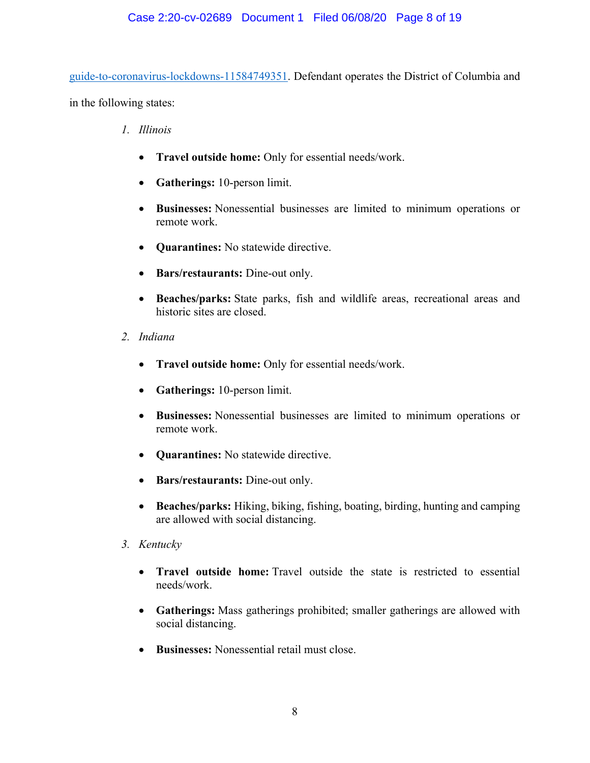guide-to-coronavirus-lockdowns-11584749351. Defendant operates the District of Columbia and in the following states:

1. *Illinois*

   - **Travel outside home:** Only for essential needs/work.
   - **Gatherings:** 10-person limit.
   - **Businesses:** Nonessential businesses are limited to minimum operations or remote work.
   - **Quarantines:** No statewide directive.
   - **Bars/restaurants:** Dine-out only.
   - **Beaches/parks:** State parks, fish and wildlife areas, recreational areas and historic sites are closed.

2. *Indiana*

   - **Travel outside home:** Only for essential needs/work.
   - **Gatherings:** 10-person limit.
   - **Businesses:** Nonessential businesses are limited to minimum operations or remote work.
   - **Quarantines:** No statewide directive.
   - **Bars/restaurants:** Dine-out only.
   - **Beaches/parks:** Hiking, biking, fishing, boating, birding, hunting and camping are allowed with social distancing.

3. *Kentucky*

   - **Travel outside home:** Travel outside the state is restricted to essential needs/work.
   - **Gatherings:** Mass gatherings prohibited; smaller gatherings are allowed with social distancing.
   - **Businesses:** Nonessential retail must close.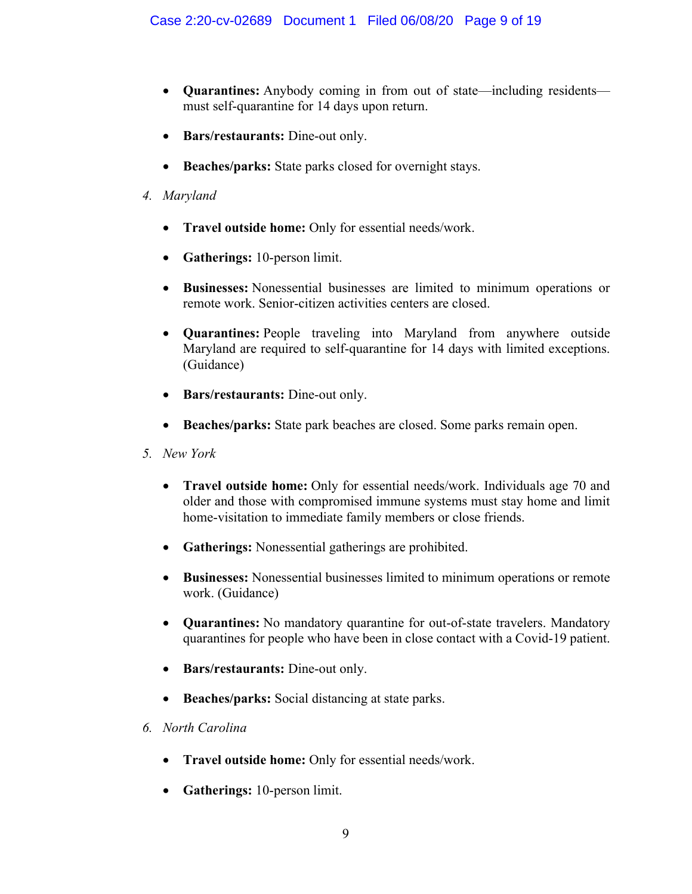- **Quarantines:** Anybody coming in from out of state—including residents—must self-quarantine for 14 days upon return.

- **Bars/restaurants:** Dine-out only.

- **Beaches/parks:** State parks closed for overnight stays.

4. *Maryland*

- **Travel outside home:** Only for essential needs/work.

- **Gatherings:** 10-person limit.

- **Businesses:** Nonessential businesses are limited to minimum operations or remote work. Senior-citizen activities centers are closed.

- **Quarantines:** People traveling into Maryland from anywhere outside Maryland are required to self-quarantine for 14 days with limited exceptions. (Guidance)

- **Bars/restaurants:** Dine-out only.

- **Beaches/parks:** State park beaches are closed. Some parks remain open.

5. *New York*

- **Travel outside home:** Only for essential needs/work. Individuals age 70 and older and those with compromised immune systems must stay home and limit home-visitation to immediate family members or close friends.

- **Gatherings:** Nonessential gatherings are prohibited.

- **Businesses:** Nonessential businesses limited to minimum operations or remote work. (Guidance)

- **Quarantines:** No mandatory quarantine for out-of-state travelers. Mandatory quarantines for people who have been in close contact with a Covid-19 patient.

- **Bars/restaurants:** Dine-out only.

- **Beaches/parks:** Social distancing at state parks.

6. *North Carolina*

- **Travel outside home:** Only for essential needs/work.

- **Gatherings:** 10-person limit.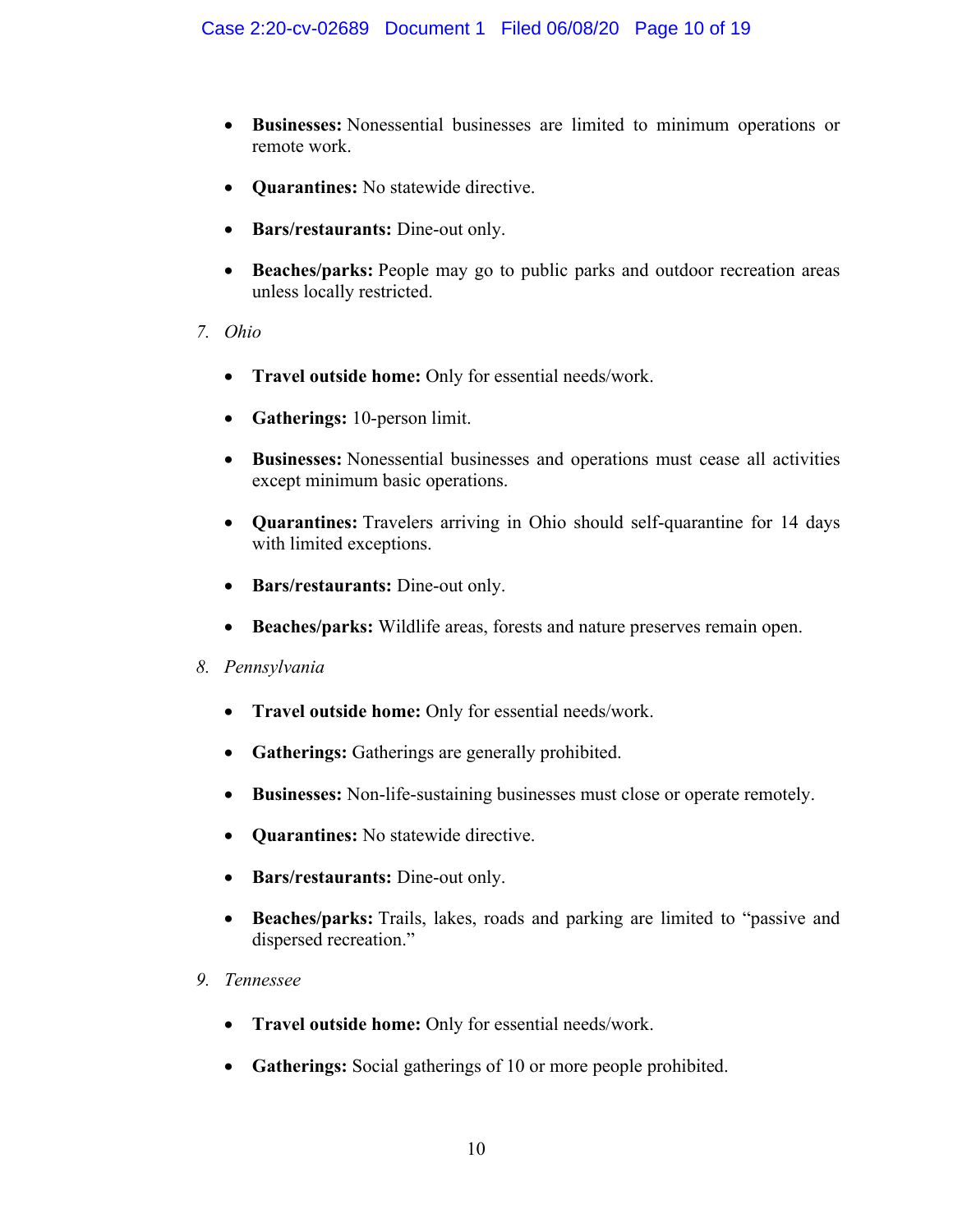- **Businesses:** Nonessential businesses are limited to minimum operations or remote work.
- **Quarantines:** No statewide directive.
- **Bars/restaurants:** Dine-out only.
- **Beaches/parks:** People may go to public parks and outdoor recreation areas unless locally restricted.

7. *Ohio*

- **Travel outside home:** Only for essential needs/work.
- **Gatherings:** 10-person limit.
- **Businesses:** Nonessential businesses and operations must cease all activities except minimum basic operations.
- **Quarantines:** Travelers arriving in Ohio should self-quarantine for 14 days with limited exceptions.
- **Bars/restaurants:** Dine-out only.
- **Beaches/parks:** Wildlife areas, forests and nature preserves remain open.

8. *Pennsylvania*

- **Travel outside home:** Only for essential needs/work.
- **Gatherings:** Gatherings are generally prohibited.
- **Businesses:** Non-life-sustaining businesses must close or operate remotely.
- **Quarantines:** No statewide directive.
- **Bars/restaurants:** Dine-out only.
- **Beaches/parks:** Trails, lakes, roads and parking are limited to "passive and dispersed recreation."

9. *Tennessee*

- **Travel outside home:** Only for essential needs/work.
- **Gatherings:** Social gatherings of 10 or more people prohibited.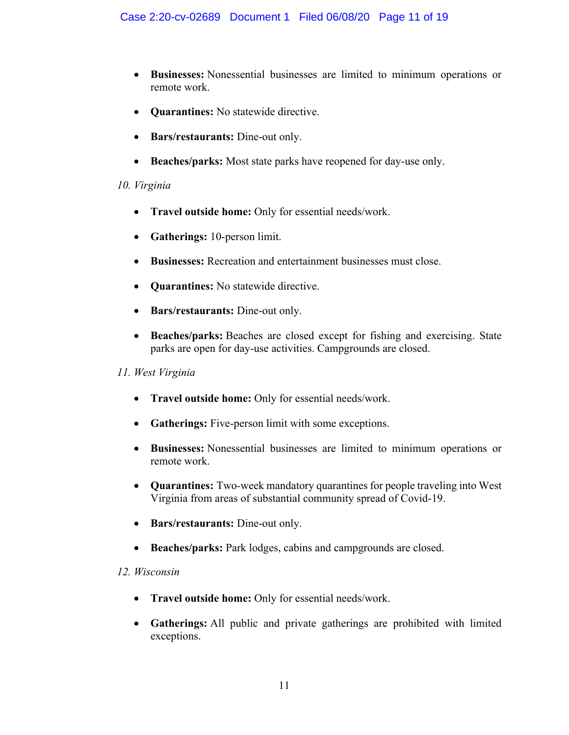- **Businesses:** Nonessential businesses are limited to minimum operations or remote work.

- **Quarantines:** No statewide directive.

- **Bars/restaurants:** Dine-out only.

- **Beaches/parks:** Most state parks have reopened for day-use only.

*10. Virginia*

- **Travel outside home:** Only for essential needs/work.

- **Gatherings:** 10-person limit.

- **Businesses:** Recreation and entertainment businesses must close.

- **Quarantines:** No statewide directive.

- **Bars/restaurants:** Dine-out only.

- **Beaches/parks:** Beaches are closed except for fishing and exercising. State parks are open for day-use activities. Campgrounds are closed.

*11. West Virginia*

- **Travel outside home:** Only for essential needs/work.

- **Gatherings:** Five-person limit with some exceptions.

- **Businesses:** Nonessential businesses are limited to minimum operations or remote work.

- **Quarantines:** Two-week mandatory quarantines for people traveling into West Virginia from areas of substantial community spread of Covid-19.

- **Bars/restaurants:** Dine-out only.

- **Beaches/parks:** Park lodges, cabins and campgrounds are closed.

*12. Wisconsin*

- **Travel outside home:** Only for essential needs/work.

- **Gatherings:** All public and private gatherings are prohibited with limited exceptions.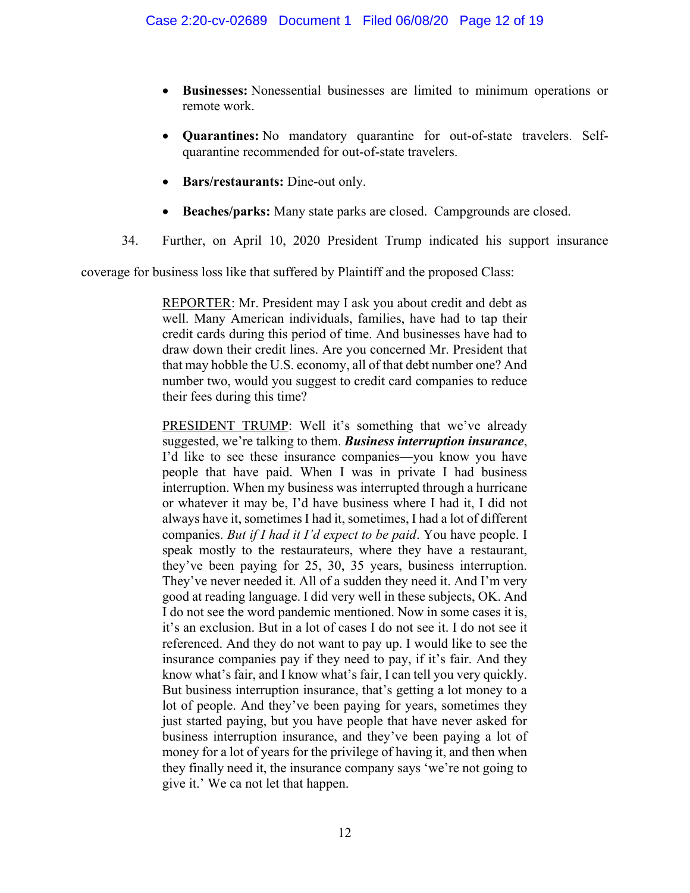- **Businesses:** Nonessential businesses are limited to minimum operations or remote work.

- **Quarantines:** No mandatory quarantine for out-of-state travelers. Self-quarantine recommended for out-of-state travelers.

- **Bars/restaurants:** Dine-out only.

- **Beaches/parks:** Many state parks are closed. Campgrounds are closed.

34. Further, on April 10, 2020 President Trump indicated his support insurance coverage for business loss like that suffered by Plaintiff and the proposed Class:

> <u>REPORTER</u>: Mr. President may I ask you about credit and debt as well. Many American individuals, families, have had to tap their credit cards during this period of time. And businesses have had to draw down their credit lines. Are you concerned Mr. President that that may hobble the U.S. economy, all of that debt number one? And number two, would you suggest to credit card companies to reduce their fees during this time?
>
> <u>PRESIDENT TRUMP</u>: Well it's something that we've already suggested, we're talking to them. ***Business interruption insurance***, I'd like to see these insurance companies—you know you have people that have paid. When I was in private I had business interruption. When my business was interrupted through a hurricane or whatever it may be, I'd have business where I had it, I did not always have it, sometimes I had it, sometimes, I had a lot of different companies. *But if I had it I'd expect to be paid*. You have people. I speak mostly to the restaurateurs, where they have a restaurant, they've been paying for 25, 30, 35 years, business interruption. They've never needed it. All of a sudden they need it. And I'm very good at reading language. I did very well in these subjects, OK. And I do not see the word pandemic mentioned. Now in some cases it is, it's an exclusion. But in a lot of cases I do not see it. I do not see it referenced. And they do not want to pay up. I would like to see the insurance companies pay if they need to pay, if it's fair. And they know what's fair, and I know what's fair, I can tell you very quickly. But business interruption insurance, that's getting a lot money to a lot of people. And they've been paying for years, sometimes they just started paying, but you have people that have never asked for business interruption insurance, and they've been paying a lot of money for a lot of years for the privilege of having it, and then when they finally need it, the insurance company says 'we're not going to give it.' We ca not let that happen.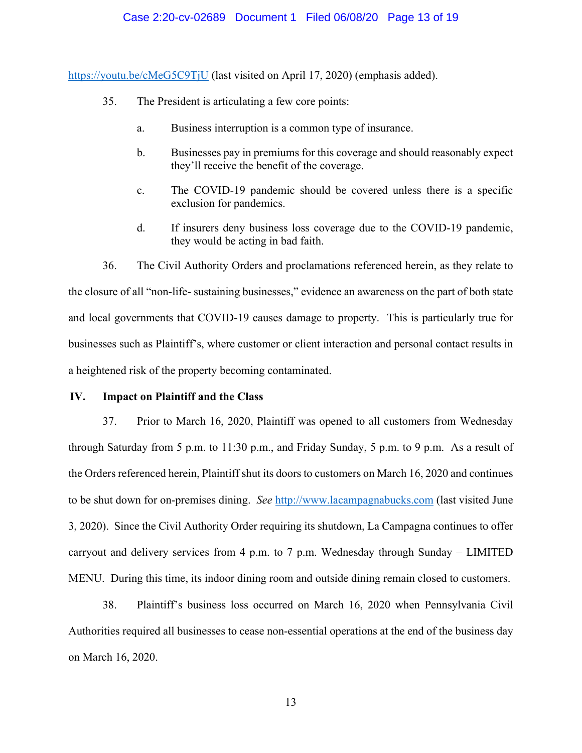https://youtu.be/cMeG5C9TjU (last visited on April 17, 2020) (emphasis added).

35. The President is articulating a few core points:

a. Business interruption is a common type of insurance.

b. Businesses pay in premiums for this coverage and should reasonably expect they'll receive the benefit of the coverage.

c. The COVID-19 pandemic should be covered unless there is a specific exclusion for pandemics.

d. If insurers deny business loss coverage due to the COVID-19 pandemic, they would be acting in bad faith.

36. The Civil Authority Orders and proclamations referenced herein, as they relate to the closure of all "non-life- sustaining businesses," evidence an awareness on the part of both state and local governments that COVID-19 causes damage to property. This is particularly true for businesses such as Plaintiff's, where customer or client interaction and personal contact results in a heightened risk of the property becoming contaminated.

## IV. Impact on Plaintiff and the Class

37. Prior to March 16, 2020, Plaintiff was opened to all customers from Wednesday through Saturday from 5 p.m. to 11:30 p.m., and Friday Sunday, 5 p.m. to 9 p.m. As a result of the Orders referenced herein, Plaintiff shut its doors to customers on March 16, 2020 and continues to be shut down for on-premises dining. *See* http://www.lacampagnabucks.com (last visited June 3, 2020). Since the Civil Authority Order requiring its shutdown, La Campagna continues to offer carryout and delivery services from 4 p.m. to 7 p.m. Wednesday through Sunday – LIMITED MENU. During this time, its indoor dining room and outside dining remain closed to customers.

38. Plaintiff's business loss occurred on March 16, 2020 when Pennsylvania Civil Authorities required all businesses to cease non-essential operations at the end of the business day on March 16, 2020.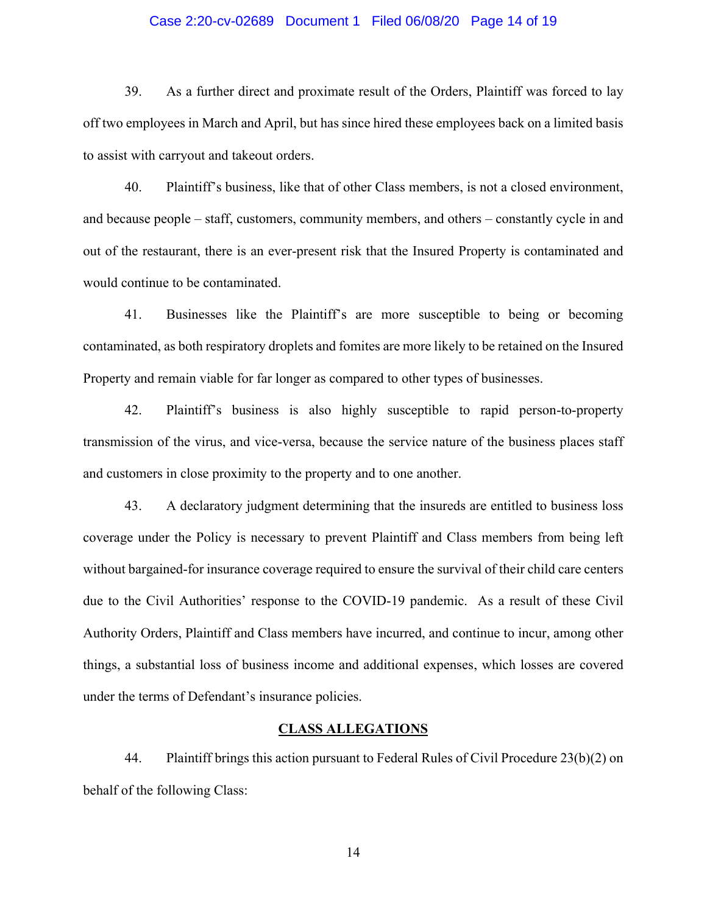39. As a further direct and proximate result of the Orders, Plaintiff was forced to lay off two employees in March and April, but has since hired these employees back on a limited basis to assist with carryout and takeout orders.

40. Plaintiff's business, like that of other Class members, is not a closed environment, and because people – staff, customers, community members, and others – constantly cycle in and out of the restaurant, there is an ever-present risk that the Insured Property is contaminated and would continue to be contaminated.

41. Businesses like the Plaintiff's are more susceptible to being or becoming contaminated, as both respiratory droplets and fomites are more likely to be retained on the Insured Property and remain viable for far longer as compared to other types of businesses.

42. Plaintiff's business is also highly susceptible to rapid person-to-property transmission of the virus, and vice-versa, because the service nature of the business places staff and customers in close proximity to the property and to one another.

43. A declaratory judgment determining that the insureds are entitled to business loss coverage under the Policy is necessary to prevent Plaintiff and Class members from being left without bargained-for insurance coverage required to ensure the survival of their child care centers due to the Civil Authorities' response to the COVID-19 pandemic. As a result of these Civil Authority Orders, Plaintiff and Class members have incurred, and continue to incur, among other things, a substantial loss of business income and additional expenses, which losses are covered under the terms of Defendant's insurance policies.

**CLASS ALLEGATIONS**

44. Plaintiff brings this action pursuant to Federal Rules of Civil Procedure 23(b)(2) on behalf of the following Class: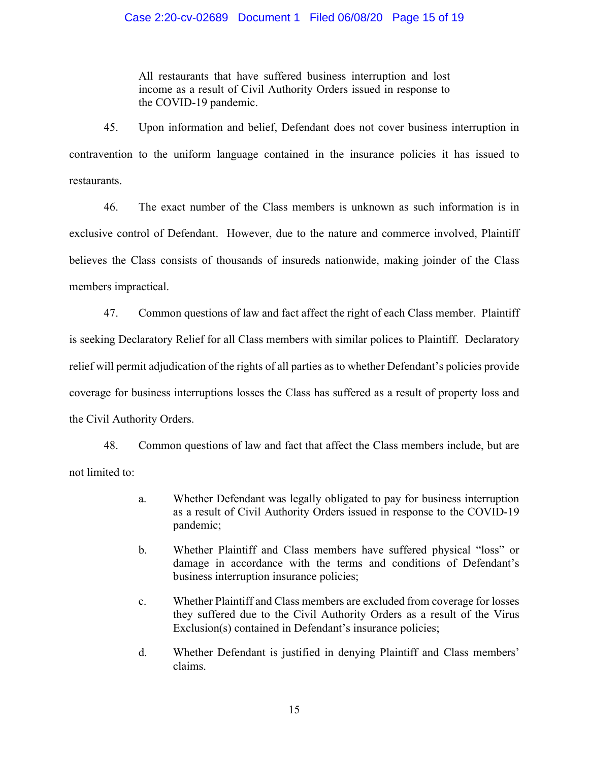> All restaurants that have suffered business interruption and lost income as a result of Civil Authority Orders issued in response to the COVID-19 pandemic.

45. Upon information and belief, Defendant does not cover business interruption in contravention to the uniform language contained in the insurance policies it has issued to restaurants.

46. The exact number of the Class members is unknown as such information is in exclusive control of Defendant. However, due to the nature and commerce involved, Plaintiff believes the Class consists of thousands of insureds nationwide, making joinder of the Class members impractical.

47. Common questions of law and fact affect the right of each Class member. Plaintiff is seeking Declaratory Relief for all Class members with similar polices to Plaintiff. Declaratory relief will permit adjudication of the rights of all parties as to whether Defendant's policies provide coverage for business interruptions losses the Class has suffered as a result of property loss and the Civil Authority Orders.

48. Common questions of law and fact that affect the Class members include, but are not limited to:

a. Whether Defendant was legally obligated to pay for business interruption as a result of Civil Authority Orders issued in response to the COVID-19 pandemic;

b. Whether Plaintiff and Class members have suffered physical "loss" or damage in accordance with the terms and conditions of Defendant's business interruption insurance policies;

c. Whether Plaintiff and Class members are excluded from coverage for losses they suffered due to the Civil Authority Orders as a result of the Virus Exclusion(s) contained in Defendant's insurance policies;

d. Whether Defendant is justified in denying Plaintiff and Class members' claims.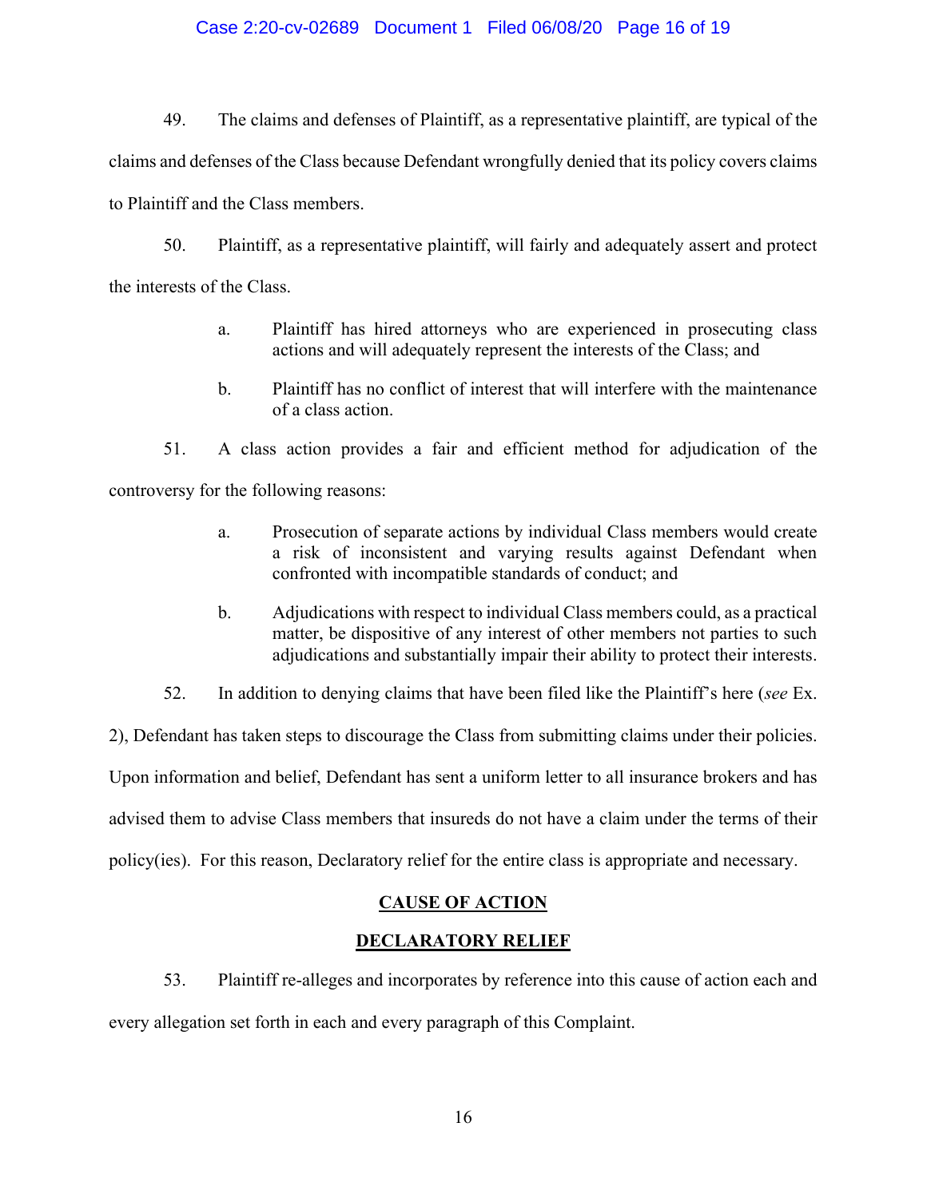49. The claims and defenses of Plaintiff, as a representative plaintiff, are typical of the claims and defenses of the Class because Defendant wrongfully denied that its policy covers claims to Plaintiff and the Class members.

50. Plaintiff, as a representative plaintiff, will fairly and adequately assert and protect the interests of the Class.

> a. Plaintiff has hired attorneys who are experienced in prosecuting class actions and will adequately represent the interests of the Class; and
>
> b. Plaintiff has no conflict of interest that will interfere with the maintenance of a class action.

51. A class action provides a fair and efficient method for adjudication of the controversy for the following reasons:

> a. Prosecution of separate actions by individual Class members would create a risk of inconsistent and varying results against Defendant when confronted with incompatible standards of conduct; and
>
> b. Adjudications with respect to individual Class members could, as a practical matter, be dispositive of any interest of other members not parties to such adjudications and substantially impair their ability to protect their interests.

52. In addition to denying claims that have been filed like the Plaintiff's here (*see* Ex. 2), Defendant has taken steps to discourage the Class from submitting claims under their policies. Upon information and belief, Defendant has sent a uniform letter to all insurance brokers and has advised them to advise Class members that insureds do not have a claim under the terms of their policy(ies). For this reason, Declaratory relief for the entire class is appropriate and necessary.

## CAUSE OF ACTION

## DECLARATORY RELIEF

53. Plaintiff re-alleges and incorporates by reference into this cause of action each and every allegation set forth in each and every paragraph of this Complaint.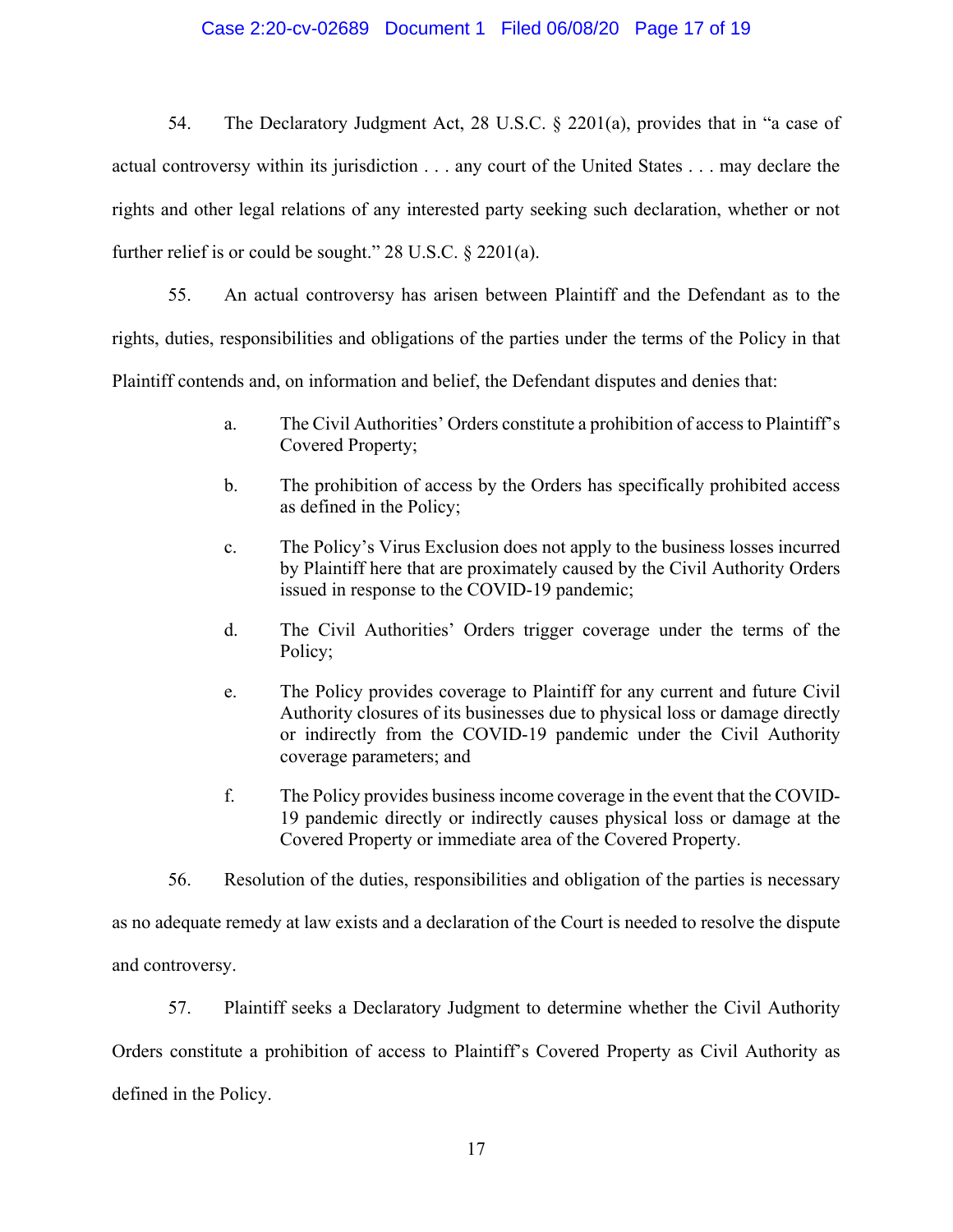54. The Declaratory Judgment Act, 28 U.S.C. § 2201(a), provides that in "a case of actual controversy within its jurisdiction . . . any court of the United States . . . may declare the rights and other legal relations of any interested party seeking such declaration, whether or not further relief is or could be sought." 28 U.S.C. § 2201(a).

55. An actual controversy has arisen between Plaintiff and the Defendant as to the rights, duties, responsibilities and obligations of the parties under the terms of the Policy in that Plaintiff contends and, on information and belief, the Defendant disputes and denies that:

> a. The Civil Authorities' Orders constitute a prohibition of access to Plaintiff's Covered Property;
>
> b. The prohibition of access by the Orders has specifically prohibited access as defined in the Policy;
>
> c. The Policy's Virus Exclusion does not apply to the business losses incurred by Plaintiff here that are proximately caused by the Civil Authority Orders issued in response to the COVID-19 pandemic;
>
> d. The Civil Authorities' Orders trigger coverage under the terms of the Policy;
>
> e. The Policy provides coverage to Plaintiff for any current and future Civil Authority closures of its businesses due to physical loss or damage directly or indirectly from the COVID-19 pandemic under the Civil Authority coverage parameters; and
>
> f. The Policy provides business income coverage in the event that the COVID-19 pandemic directly or indirectly causes physical loss or damage at the Covered Property or immediate area of the Covered Property.

56. Resolution of the duties, responsibilities and obligation of the parties is necessary as no adequate remedy at law exists and a declaration of the Court is needed to resolve the dispute and controversy.

57. Plaintiff seeks a Declaratory Judgment to determine whether the Civil Authority Orders constitute a prohibition of access to Plaintiff's Covered Property as Civil Authority as defined in the Policy.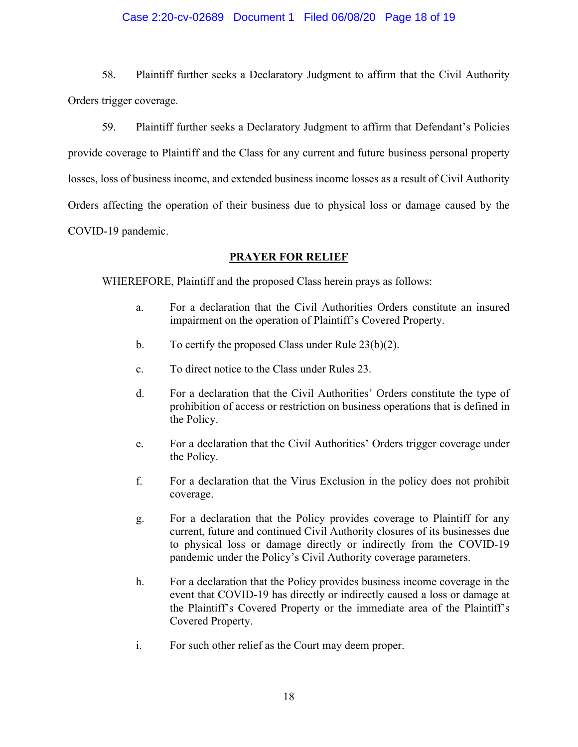58. Plaintiff further seeks a Declaratory Judgment to affirm that the Civil Authority Orders trigger coverage.

59. Plaintiff further seeks a Declaratory Judgment to affirm that Defendant's Policies provide coverage to Plaintiff and the Class for any current and future business personal property losses, loss of business income, and extended business income losses as a result of Civil Authority Orders affecting the operation of their business due to physical loss or damage caused by the COVID-19 pandemic.

## PRAYER FOR RELIEF

WHEREFORE, Plaintiff and the proposed Class herein prays as follows:

a. For a declaration that the Civil Authorities Orders constitute an insured impairment on the operation of Plaintiff's Covered Property.

b. To certify the proposed Class under Rule 23(b)(2).

c. To direct notice to the Class under Rules 23.

d. For a declaration that the Civil Authorities' Orders constitute the type of prohibition of access or restriction on business operations that is defined in the Policy.

e. For a declaration that the Civil Authorities' Orders trigger coverage under the Policy.

f. For a declaration that the Virus Exclusion in the policy does not prohibit coverage.

g. For a declaration that the Policy provides coverage to Plaintiff for any current, future and continued Civil Authority closures of its businesses due to physical loss or damage directly or indirectly from the COVID-19 pandemic under the Policy's Civil Authority coverage parameters.

h. For a declaration that the Policy provides business income coverage in the event that COVID-19 has directly or indirectly caused a loss or damage at the Plaintiff's Covered Property or the immediate area of the Plaintiff's Covered Property.

i. For such other relief as the Court may deem proper.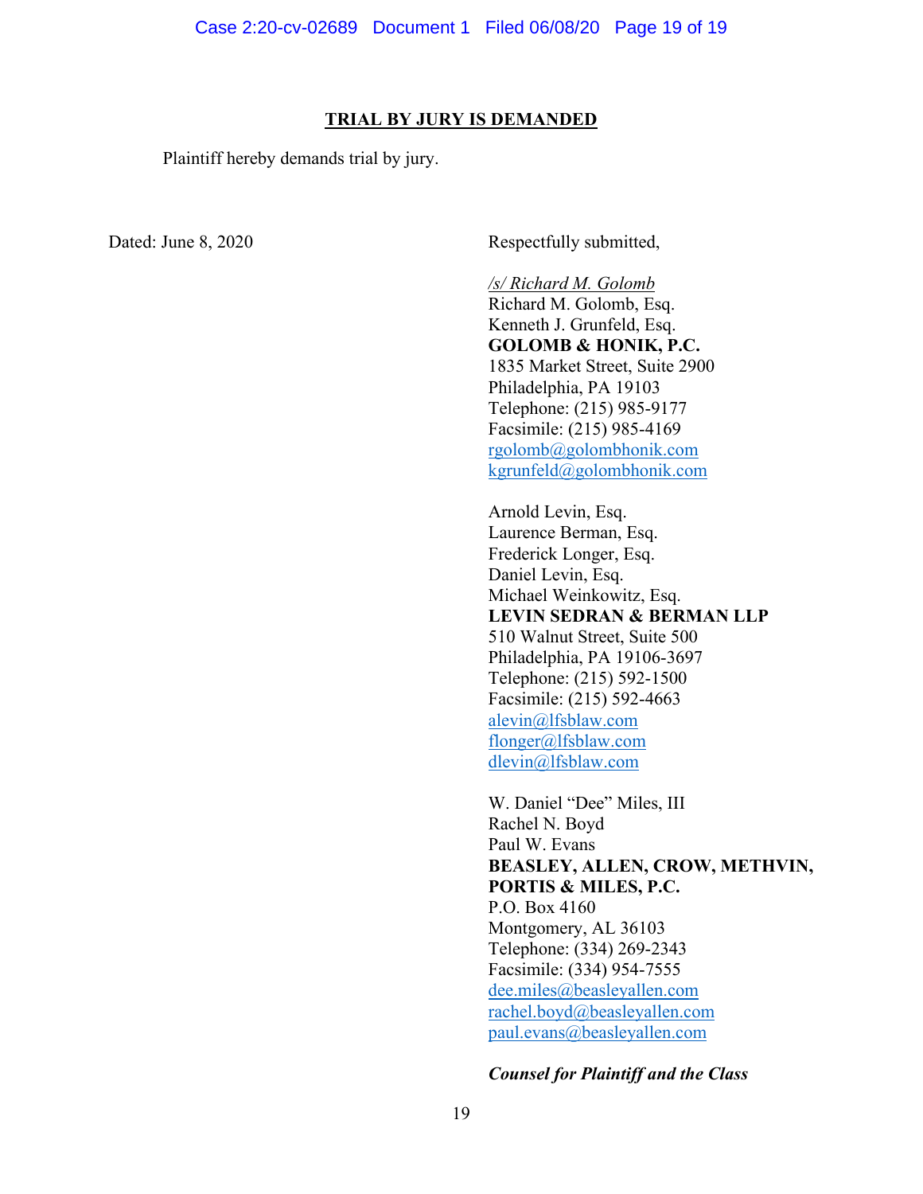## TRIAL BY JURY IS DEMANDED

Plaintiff hereby demands trial by jury.

Dated: June 8, 2020

Respectfully submitted,

*/s/ Richard M. Golomb*
Richard M. Golomb, Esq.
Kenneth J. Grunfeld, Esq.
**GOLOMB & HONIK, P.C.**
1835 Market Street, Suite 2900
Philadelphia, PA 19103
Telephone: (215) 985-9177
Facsimile: (215) 985-4169
rgolomb@golombhonik.com
kgrunfeld@golombhonik.com

Arnold Levin, Esq.
Laurence Berman, Esq.
Frederick Longer, Esq.
Daniel Levin, Esq.
Michael Weinkowitz, Esq.
**LEVIN SEDRAN & BERMAN LLP**
510 Walnut Street, Suite 500
Philadelphia, PA 19106-3697
Telephone: (215) 592-1500
Facsimile: (215) 592-4663
alevin@lfsblaw.com
flonger@lfsblaw.com
dlevin@lfsblaw.com

W. Daniel "Dee" Miles, III
Rachel N. Boyd
Paul W. Evans
**BEASLEY, ALLEN, CROW, METHVIN, PORTIS & MILES, P.C.**
P.O. Box 4160
Montgomery, AL 36103
Telephone: (334) 269-2343
Facsimile: (334) 954-7555
dee.miles@beasleyallen.com
rachel.boyd@beasleyallen.com
paul.evans@beasleyallen.com

***Counsel for Plaintiff and the Class***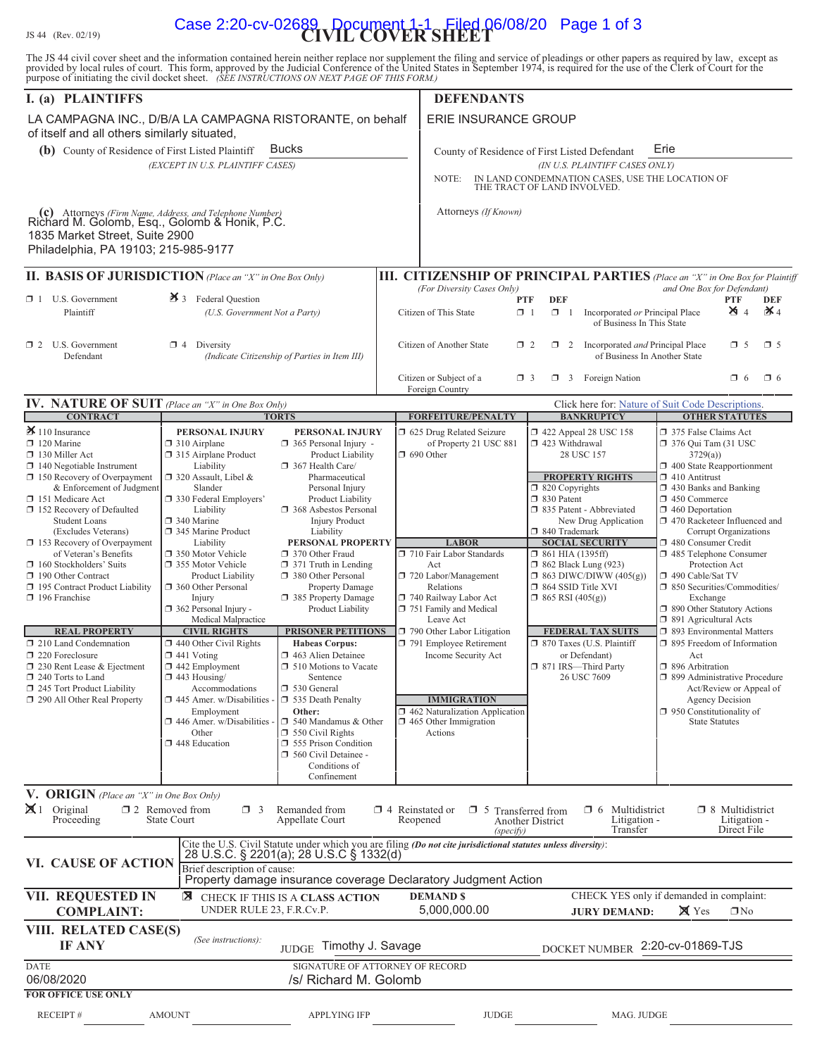JS 44 (Rev. 02/19)

# CIVIL COVER SHEET

The JS 44 civil cover sheet and the information contained herein neither replace nor supplement the filing and service of pleadings or other papers as required by law, except as provided by local rules of court. This form, approved by the Judicial Conference of the United States in September 1974, is required for the use of the Clerk of Court for the purpose of initiating the civil docket sheet. *(SEE INSTRUCTIONS ON NEXT PAGE OF THIS FORM.)*

## I. (a) PLAINTIFFS

LA CAMPAGNA INC., D/B/A LA CAMPAGNA RISTORANTE, on behalf of itself and all others similarly situated,

**(b)** County of Residence of First Listed Plaintiff: Bucks
*(EXCEPT IN U.S. PLAINTIFF CASES)*

**(c)** Attorneys *(Firm Name, Address, and Telephone Number)*
Richard M. Golomb, Esq., Golomb & Honik, P.C.
1835 Market Street, Suite 2900
Philadelphia, PA 19103; 215-985-9177

## DEFENDANTS

ERIE INSURANCE GROUP

County of Residence of First Listed Defendant: Erie
*(IN U.S. PLAINTIFF CASES ONLY)*

NOTE: IN LAND CONDEMNATION CASES, USE THE LOCATION OF THE TRACT OF LAND INVOLVED.

Attorneys *(If Known)*

## II. BASIS OF JURISDICTION *(Place an "X" in One Box Only)*

- ☐ 1 U.S. Government Plaintiff
- ☒ 3 Federal Question (U.S. Government Not a Party)
- ☐ 2 U.S. Government Defendant
- ☐ 4 Diversity (Indicate Citizenship of Parties in Item III)

## III. CITIZENSHIP OF PRINCIPAL PARTIES *(Place an "X" in One Box for Plaintiff and One Box for Defendant)* *(For Diversity Cases Only)*

| | PTF | DEF | | PTF | DEF |
|---|---|---|---|---|---|
| Citizen of This State | ☐ 1 | ☐ 1 | Incorporated *or* Principal Place of Business In This State | ☒ 4 | ☒ 4 |
| Citizen of Another State | ☐ 2 | ☐ 2 | Incorporated *and* Principal Place of Business In Another State | ☐ 5 | ☐ 5 |
| Citizen or Subject of a Foreign Country | ☐ 3 | ☐ 3 | Foreign Nation | ☐ 6 | ☐ 6 |

## IV. NATURE OF SUIT *(Place an "X" in One Box Only)*

Click here for: Nature of Suit Code Descriptions.

**CONTRACT**
- ☒ 110 Insurance
- ☐ 120 Marine
- ☐ 130 Miller Act
- ☐ 140 Negotiable Instrument
- ☐ 150 Recovery of Overpayment & Enforcement of Judgment
- ☐ 151 Medicare Act
- ☐ 152 Recovery of Defaulted Student Loans (Excludes Veterans)
- ☐ 153 Recovery of Overpayment of Veteran's Benefits
- ☐ 160 Stockholders' Suits
- ☐ 190 Other Contract
- ☐ 195 Contract Product Liability
- ☐ 196 Franchise

**REAL PROPERTY**
- ☐ 210 Land Condemnation
- ☐ 220 Foreclosure
- ☐ 230 Rent Lease & Ejectment
- ☐ 240 Torts to Land
- ☐ 245 Tort Product Liability
- ☐ 290 All Other Real Property

**TORTS — PERSONAL INJURY**
- ☐ 310 Airplane
- ☐ 315 Airplane Product Liability
- ☐ 320 Assault, Libel & Slander
- ☐ 330 Federal Employers' Liability
- ☐ 340 Marine
- ☐ 345 Marine Product Liability
- ☐ 350 Motor Vehicle
- ☐ 355 Motor Vehicle Product Liability
- ☐ 360 Other Personal Injury
- ☐ 362 Personal Injury - Medical Malpractice

**TORTS — PERSONAL INJURY**
- ☐ 365 Personal Injury - Product Liability
- ☐ 367 Health Care/ Pharmaceutical Personal Injury Product Liability
- ☐ 368 Asbestos Personal Injury Product Liability

**PERSONAL PROPERTY**
- ☐ 370 Other Fraud
- ☐ 371 Truth in Lending
- ☐ 380 Other Personal Property Damage
- ☐ 385 Property Damage Product Liability

**CIVIL RIGHTS**
- ☐ 440 Other Civil Rights
- ☐ 441 Voting
- ☐ 442 Employment
- ☐ 443 Housing/ Accommodations
- ☐ 445 Amer. w/Disabilities - Employment
- ☐ 446 Amer. w/Disabilities - Other
- ☐ 448 Education

**PRISONER PETITIONS**
Habeas Corpus:
- ☐ 463 Alien Detainee
- ☐ 510 Motions to Vacate Sentence
- ☐ 530 General
- ☐ 535 Death Penalty

Other:
- ☐ 540 Mandamus & Other
- ☐ 550 Civil Rights
- ☐ 555 Prison Condition
- ☐ 560 Civil Detainee - Conditions of Confinement

**FORFEITURE/PENALTY**
- ☐ 625 Drug Related Seizure of Property 21 USC 881
- ☐ 690 Other

**LABOR**
- ☐ 710 Fair Labor Standards Act
- ☐ 720 Labor/Management Relations
- ☐ 740 Railway Labor Act
- ☐ 751 Family and Medical Leave Act
- ☐ 790 Other Labor Litigation
- ☐ 791 Employee Retirement Income Security Act

**IMMIGRATION**
- ☐ 462 Naturalization Application
- ☐ 465 Other Immigration Actions

**BANKRUPTCY**
- ☐ 422 Appeal 28 USC 158
- ☐ 423 Withdrawal 28 USC 157

**PROPERTY RIGHTS**
- ☐ 820 Copyrights
- ☐ 830 Patent
- ☐ 835 Patent - Abbreviated New Drug Application
- ☐ 840 Trademark

**SOCIAL SECURITY**
- ☐ 861 HIA (1395ff)
- ☐ 862 Black Lung (923)
- ☐ 863 DIWC/DIWW (405(g))
- ☐ 864 SSID Title XVI
- ☐ 865 RSI (405(g))

**FEDERAL TAX SUITS**
- ☐ 870 Taxes (U.S. Plaintiff or Defendant)
- ☐ 871 IRS—Third Party 26 USC 7609

**OTHER STATUTES**
- ☐ 375 False Claims Act
- ☐ 376 Qui Tam (31 USC 3729(a))
- ☐ 400 State Reapportionment
- ☐ 410 Antitrust
- ☐ 430 Banks and Banking
- ☐ 450 Commerce
- ☐ 460 Deportation
- ☐ 470 Racketeer Influenced and Corrupt Organizations
- ☐ 480 Consumer Credit
- ☐ 485 Telephone Consumer Protection Act
- ☐ 490 Cable/Sat TV
- ☐ 850 Securities/Commodities/ Exchange
- ☐ 890 Other Statutory Actions
- ☐ 891 Agricultural Acts
- ☐ 893 Environmental Matters
- ☐ 895 Freedom of Information Act
- ☐ 896 Arbitration
- ☐ 899 Administrative Procedure Act/Review or Appeal of Agency Decision
- ☐ 950 Constitutionality of State Statutes

## V. ORIGIN *(Place an "X" in One Box Only)*

- ☒ 1 Original Proceeding
- ☐ 2 Removed from State Court
- ☐ 3 Remanded from Appellate Court
- ☐ 4 Reinstated or Reopened
- ☐ 5 Transferred from Another District *(specify)*
- ☐ 6 Multidistrict Litigation - Transfer
- ☐ 8 Multidistrict Litigation - Direct File

## VI. CAUSE OF ACTION

Cite the U.S. Civil Statute under which you are filing *(Do not cite jurisdictional statutes unless diversity)*:
28 U.S.C. § 2201(a); 28 U.S.C § 1332(d)

Brief description of cause:
Property damage insurance coverage Declaratory Judgment Action

## VII. REQUESTED IN COMPLAINT:

☒ CHECK IF THIS IS A **CLASS ACTION** UNDER RULE 23, F.R.Cv.P.

**DEMAND $** 5,000,000.00

CHECK YES only if demanded in complaint: **JURY DEMAND:** ☒ Yes ☐ No

## VIII. RELATED CASE(S) IF ANY

*(See instructions)*: JUDGE Timothy J. Savage DOCKET NUMBER 2:20-cv-01869-TJS

DATE: 06/08/2020

SIGNATURE OF ATTORNEY OF RECORD: /s/ Richard M. Golomb

**FOR OFFICE USE ONLY**

RECEIPT # AMOUNT APPLYING IFP JUDGE MAG. JUDGE